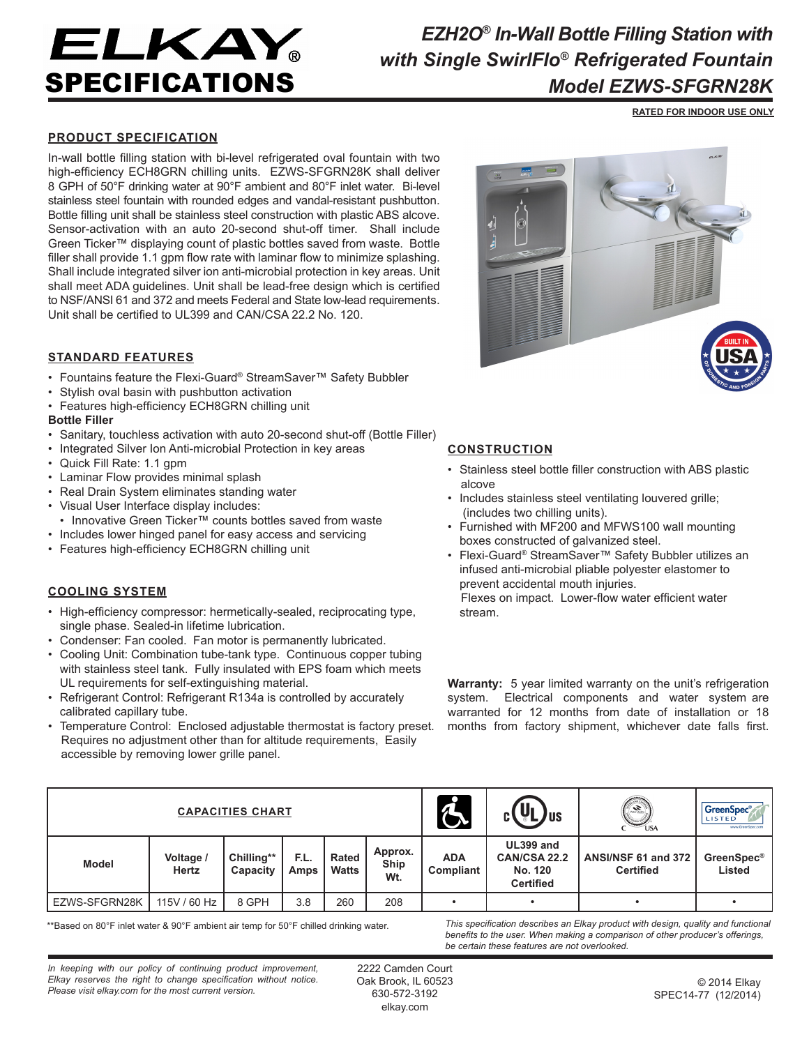# ELKAY SPECIFICATIONS

## EZH2O® In-Wall Bottle Filling Station with with Single SwirlFlo® Refrigerated Fountain Model EZWS-SFGRN28K

RATED FOR INDOOR USE ONLY

## PRODUCT SPECIFICATION

In-wall bottle filling station with bi-level refrigerated oval fountain with two high-efficiency ECH8GRN chilling units. EZWS-SFGRN28K shall deliver 8 GPH of 50°F drinking water at 90°F ambient and 80°F inlet water. Bi-level stainless steel fountain with rounded edges and vandal-resistant pushbutton. Bottle filling unit shall be stainless steel construction with plastic ABS alcove. Sensor-activation with an auto 20-second shut-off timer. Shall include Green Ticker™ displaying count of plastic bottles saved from waste. Bottle filler shall provide 1.1 gpm flow rate with laminar flow to minimize splashing. Shall include integrated silver ion anti-microbial protection in key areas. Unit shall meet ADA guidelines. Unit shall be lead-free design which is certified to NSF/ANSI 61 and 372 and meets Federal and State low-lead requirements. Unit shall be certified to UL399 and CAN/CSA 22.2 No. 120.

## STANDARD FEATURES

- Fountains feature the Flexi-Guard® StreamSaver™ Safety Bubbler
- Stylish oval basin with pushbutton activation
- Features high-efficiency ECH8GRN chilling unit

**Bottle Filler**

- Sanitary, touchless activation with auto 20-second shut-off (Bottle Filler)
- Integrated Silver Ion Anti-microbial Protection in key areas
- Quick Fill Rate: 1.1 gpm
- Laminar Flow provides minimal splash
- Real Drain System eliminates standing water
- Visual User Interface display includes:
  - Innovative Green Ticker™ counts bottles saved from waste
- Includes lower hinged panel for easy access and servicing
- Features high-efficiency ECH8GRN chilling unit

## COOLING SYSTEM

- High-efficiency compressor: hermetically-sealed, reciprocating type, single phase. Sealed-in lifetime lubrication.
- Condenser: Fan cooled. Fan motor is permanently lubricated.
- Cooling Unit: Combination tube-tank type. Continuous copper tubing with stainless steel tank. Fully insulated with EPS foam which meets UL requirements for self-extinguishing material.
- Refrigerant Control: Refrigerant R134a is controlled by accurately calibrated capillary tube.
- Temperature Control: Enclosed adjustable thermostat is factory preset. Requires no adjustment other than for altitude requirements, Easily accessible by removing lower grille panel.

## CONSTRUCTION

- Stainless steel bottle filler construction with ABS plastic alcove
- Includes stainless steel ventilating louvered grille; (includes two chilling units).
- Furnished with MF200 and MFWS100 wall mounting boxes constructed of galvanized steel.
- Flexi-Guard® StreamSaver™ Safety Bubbler utilizes an infused anti-microbial pliable polyester elastomer to prevent accidental mouth injuries. Flexes on impact. Lower-flow water efficient water stream.

**Warranty:** 5 year limited warranty on the unit's refrigeration system. Electrical components and water system are warranted for 12 months from date of installation or 18 months from factory shipment, whichever date falls first.

## CAPACITIES CHART

| Model | Voltage / Hertz | Chilling** Capacity | F.L. Amps | Rated Watts | Approx. Ship Wt. | ADA Compliant | UL399 and CAN/CSA 22.2 No. 120 Certified | ANSI/NSF 61 and 372 Certified | GreenSpec® Listed |
|---|---|---|---|---|---|---|---|---|---|
| EZWS-SFGRN28K | 115V / 60 Hz | 8 GPH | 3.8 | 260 | 208 | • | • | • | • |

**Based on 80°F inlet water & 90°F ambient air temp for 50°F chilled drinking water.

*This specification describes an Elkay product with design, quality and functional benefits to the user. When making a comparison of other producer's offerings, be certain these features are not overlooked.*

*In keeping with our policy of continuing product improvement, Elkay reserves the right to change specification without notice. Please visit elkay.com for the most current version.*

2222 Camden Court
Oak Brook, IL 60523
630-572-3192
elkay.com

© 2014 Elkay
SPEC14-77 (12/2014)